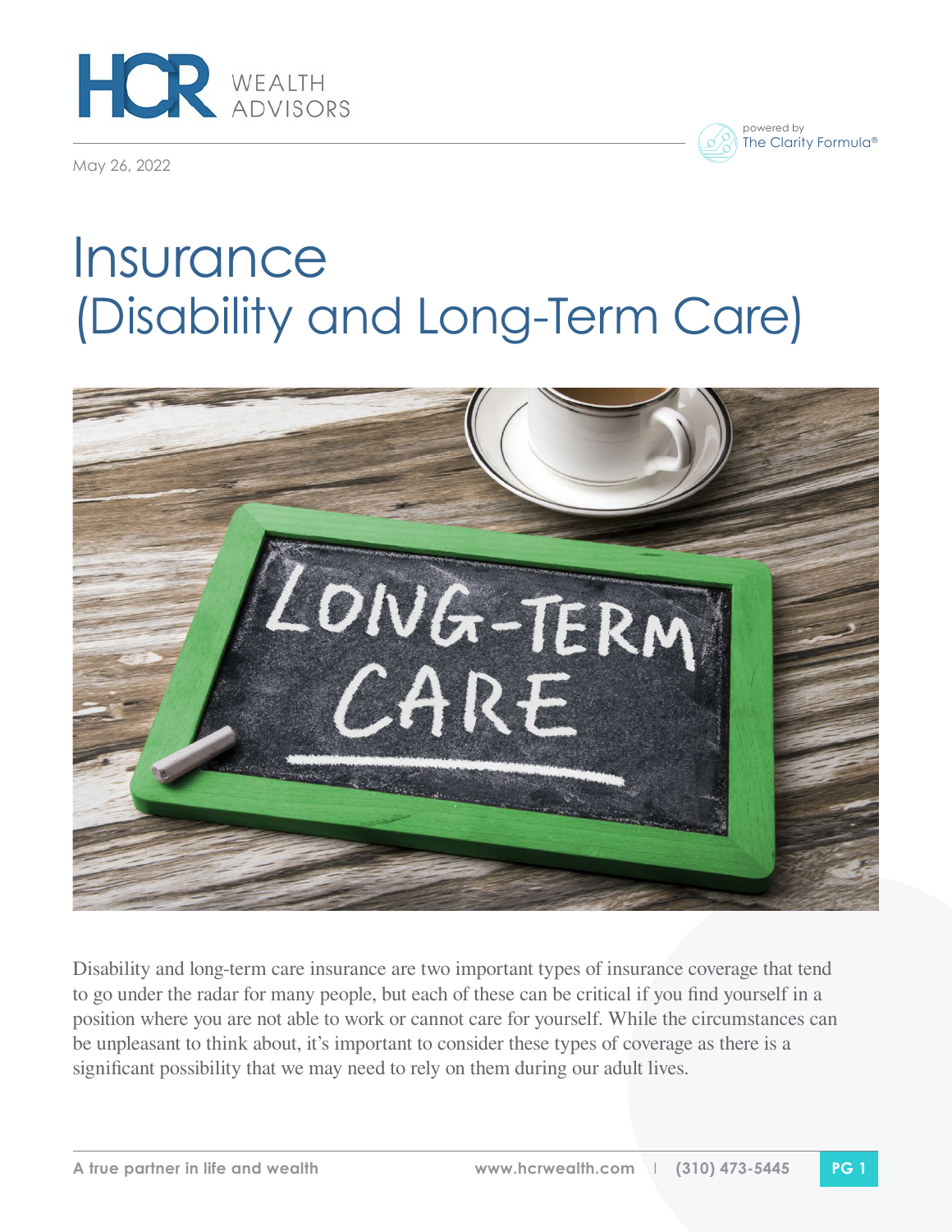May 26, 2022

# Insurance (Disability and Long-Term Care)

Disability and long-term care insurance are two important types of insurance coverage that tend to go under the radar for many people, but each of these can be critical if you find yourself in a position where you are not able to work or cannot care for yourself. While the circumstances can be unpleasant to think about, it's important to consider these types of coverage as there is a significant possibility that we may need to rely on them during our adult lives.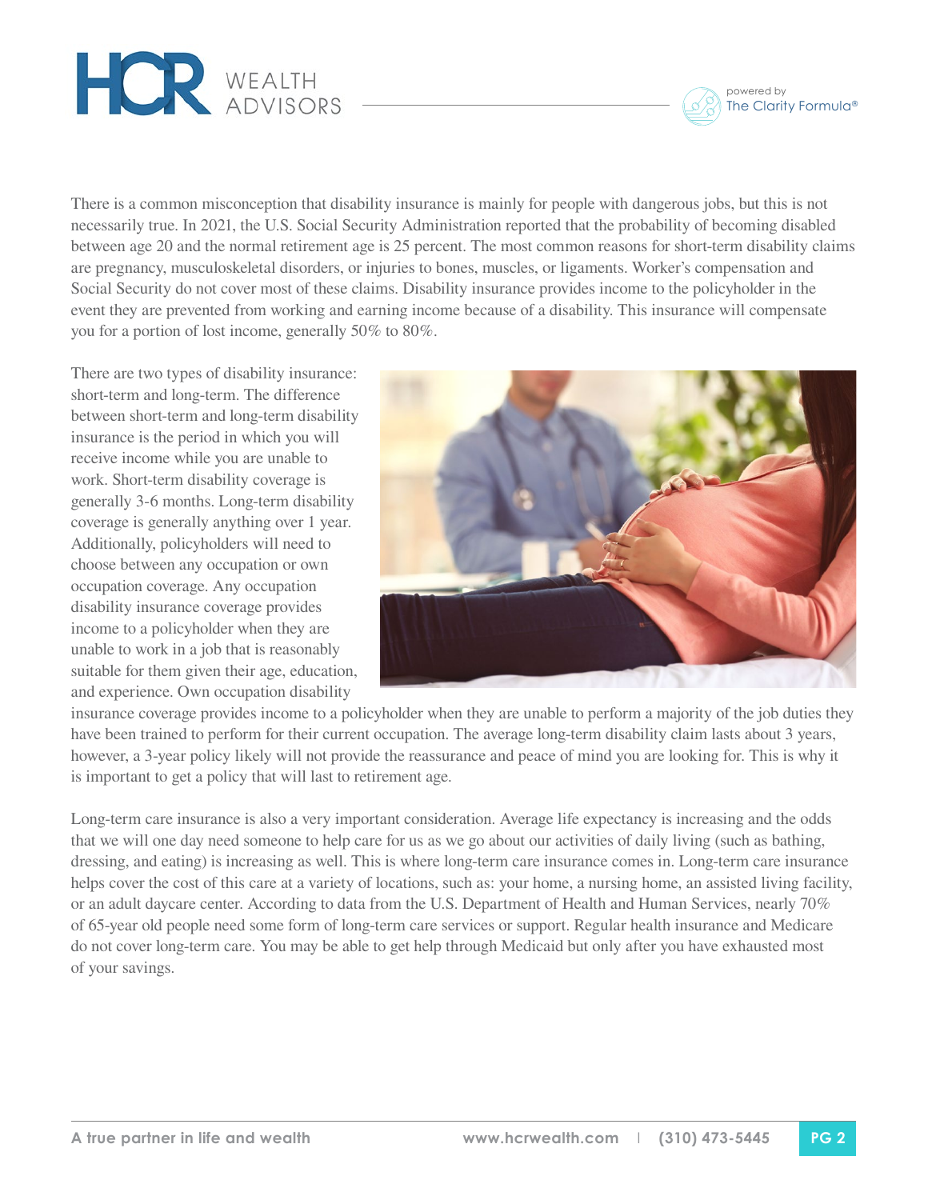There is a common misconception that disability insurance is mainly for people with dangerous jobs, but this is not necessarily true. In 2021, the U.S. Social Security Administration reported that the probability of becoming disabled between age 20 and the normal retirement age is 25 percent. The most common reasons for short-term disability claims are pregnancy, musculoskeletal disorders, or injuries to bones, muscles, or ligaments. Worker's compensation and Social Security do not cover most of these claims. Disability insurance provides income to the policyholder in the event they are prevented from working and earning income because of a disability. This insurance will compensate you for a portion of lost income, generally 50% to 80%.

There are two types of disability insurance: short-term and long-term. The difference between short-term and long-term disability insurance is the period in which you will receive income while you are unable to work. Short-term disability coverage is generally 3-6 months. Long-term disability coverage is generally anything over 1 year. Additionally, policyholders will need to choose between any occupation or own occupation coverage. Any occupation disability insurance coverage provides income to a policyholder when they are unable to work in a job that is reasonably suitable for them given their age, education, and experience. Own occupation disability insurance coverage provides income to a policyholder when they are unable to perform a majority of the job duties they have been trained to perform for their current occupation. The average long-term disability claim lasts about 3 years, however, a 3-year policy likely will not provide the reassurance and peace of mind you are looking for. This is why it is important to get a policy that will last to retirement age.

Long-term care insurance is also a very important consideration. Average life expectancy is increasing and the odds that we will one day need someone to help care for us as we go about our activities of daily living (such as bathing, dressing, and eating) is increasing as well. This is where long-term care insurance comes in. Long-term care insurance helps cover the cost of this care at a variety of locations, such as: your home, a nursing home, an assisted living facility, or an adult daycare center. According to data from the U.S. Department of Health and Human Services, nearly 70% of 65-year old people need some form of long-term care services or support. Regular health insurance and Medicare do not cover long-term care. You may be able to get help through Medicaid but only after you have exhausted most of your savings.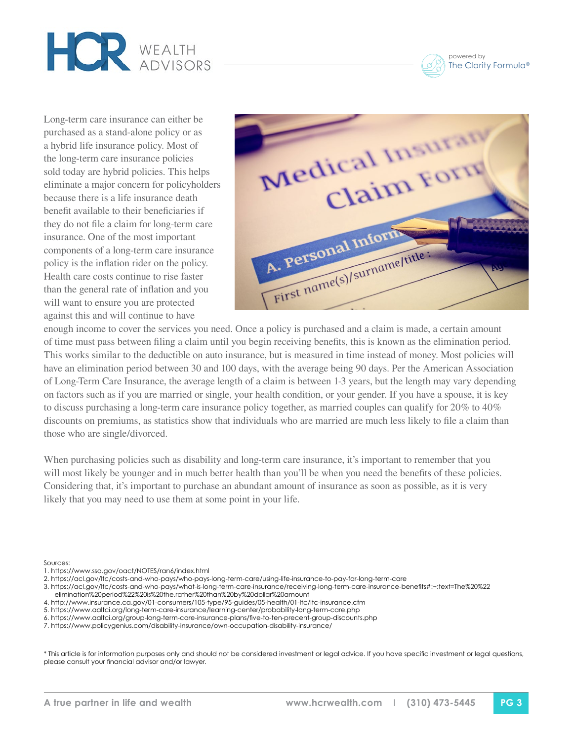Long-term care insurance can either be purchased as a stand-alone policy or as a hybrid life insurance policy. Most of the long-term care insurance policies sold today are hybrid policies. This helps eliminate a major concern for policyholders because there is a life insurance death benefit available to their beneficiaries if they do not file a claim for long-term care insurance. One of the most important components of a long-term care insurance policy is the inflation rider on the policy. Health care costs continue to rise faster than the general rate of inflation and you will want to ensure you are protected against this and will continue to have enough income to cover the services you need. Once a policy is purchased and a claim is made, a certain amount of time must pass between filing a claim until you begin receiving benefits, this is known as the elimination period. This works similar to the deductible on auto insurance, but is measured in time instead of money. Most policies will have an elimination period between 30 and 100 days, with the average being 90 days. Per the American Association of Long-Term Care Insurance, the average length of a claim is between 1-3 years, but the length may vary depending on factors such as if you are married or single, your health condition, or your gender. If you have a spouse, it is key to discuss purchasing a long-term care insurance policy together, as married couples can qualify for 20% to 40% discounts on premiums, as statistics show that individuals who are married are much less likely to file a claim than those who are single/divorced.

When purchasing policies such as disability and long-term care insurance, it's important to remember that you will most likely be younger and in much better health than you'll be when you need the benefits of these policies. Considering that, it's important to purchase an abundant amount of insurance as soon as possible, as it is very likely that you may need to use them at some point in your life.

Sources:
1. https://www.ssa.gov/oact/NOTES/ran6/index.html
2. https://acl.gov/ltc/costs-and-who-pays/who-pays-long-term-care/using-life-insurance-to-pay-for-long-term-care
3. https://acl.gov/ltc/costs-and-who-pays/what-is-long-term-care-insurance/receiving-long-term-care-insurance-benefits#:~:text=The%20%22elimination%20period%22%20is%20the,rather%20than%20by%20dollar%20amount
4. http://www.insurance.ca.gov/01-consumers/105-type/95-guides/05-health/01-ltc/ltc-insurance.cfm
5. https://www.aaltci.org/long-term-care-insurance/learning-center/probability-long-term-care.php
6. https://www.aaltci.org/group-long-term-care-insurance-plans/five-to-ten-precent-group-discounts.php
7. https://www.policygenius.com/disability-insurance/own-occupation-disability-insurance/

* This article is for information purposes only and should not be considered investment or legal advice. If you have specific investment or legal questions, please consult your financial advisor and/or lawyer.